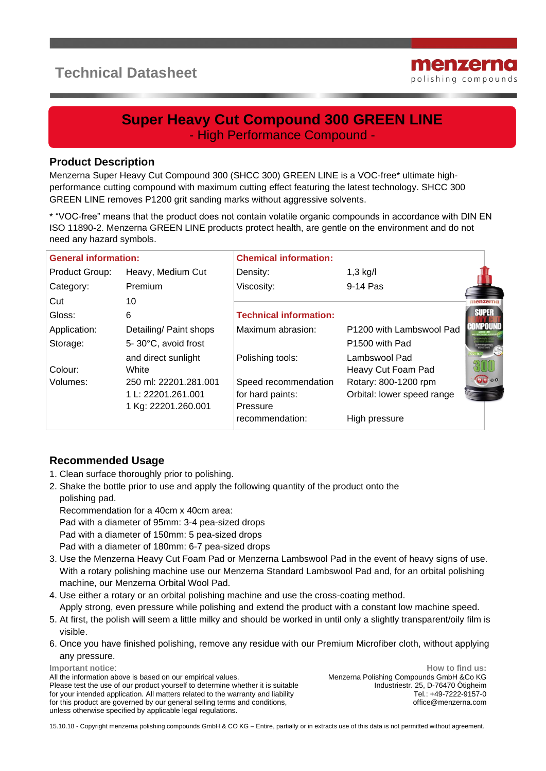# Technical Datasheet

menzerna polishing compounds

## Super Heavy Cut Compound 300 GREEN LINE

- High Performance Compound -

## Product Description

Menzerna Super Heavy Cut Compound 300 (SHCC 300) GREEN LINE is a VOC-free* ultimate high-performance cutting compound with maximum cutting effect featuring the latest technology. SHCC 300 GREEN LINE removes P1200 grit sanding marks without aggressive solvents.

* "VOC-free" means that the product does not contain volatile organic compounds in accordance with DIN EN ISO 11890-2. Menzerna GREEN LINE products protect health, are gentle on the environment and do not need any hazard symbols.

| General information: | | Chemical information: | |
|---|---|---|---|
| Product Group: | Heavy, Medium Cut | Density: | 1,3 kg/l |
| Category: | Premium | Viscosity: | 9-14 Pas |
| Cut | 10 | | |
| Gloss: | 6 | **Technical information:** | |
| Application: | Detailing/ Paint shops | Maximum abrasion: | P1200 with Lambswool Pad<br>P1500 with Pad |
| Storage: | 5- 30°C, avoid frost and direct sunlight | Polishing tools: | Lambswool Pad<br>Heavy Cut Foam Pad |
| Colour: | White | | |
| Volumes: | 250 ml: 22201.281.001<br>1 L: 22201.261.001<br>1 Kg: 22201.260.001 | Speed recommendation for hard paints: | Rotary: 800-1200 rpm<br>Orbital: lower speed range |
| | | Pressure recommendation: | High pressure |

## Recommended Usage

1. Clean surface thoroughly prior to polishing.
2. Shake the bottle prior to use and apply the following quantity of the product onto the polishing pad.
   Recommendation for a 40cm x 40cm area:
   Pad with a diameter of 95mm: 3-4 pea-sized drops
   Pad with a diameter of 150mm: 5 pea-sized drops
   Pad with a diameter of 180mm: 6-7 pea-sized drops
3. Use the Menzerna Heavy Cut Foam Pad or Menzerna Lambswool Pad in the event of heavy signs of use. With a rotary polishing machine use our Menzerna Standard Lambswool Pad and, for an orbital polishing machine, our Menzerna Orbital Wool Pad.
4. Use either a rotary or an orbital polishing machine and use the cross-coating method.
   Apply strong, even pressure while polishing and extend the product with a constant low machine speed.
5. At first, the polish will seem a little milky and should be worked in until only a slightly transparent/oily film is visible.
6. Once you have finished polishing, remove any residue with our Premium Microfiber cloth, without applying any pressure.

**Important notice:**
All the information above is based on our empirical values.
Please test the use of our product yourself to determine whether it is suitable for your intended application. All matters related to the warranty and liability for this product are governed by our general selling terms and conditions, unless otherwise specified by applicable legal regulations.

**How to find us:**
Menzerna Polishing Compounds GmbH &Co KG
Industriestr. 25, D-76470 Ötigheim
Tel.: +49-7222-9157-0
office@menzerna.com

15.10.18 - Copyright menzerna polishing compounds GmbH & CO KG – Entire, partially or in extracts use of this data is not permitted without agreement.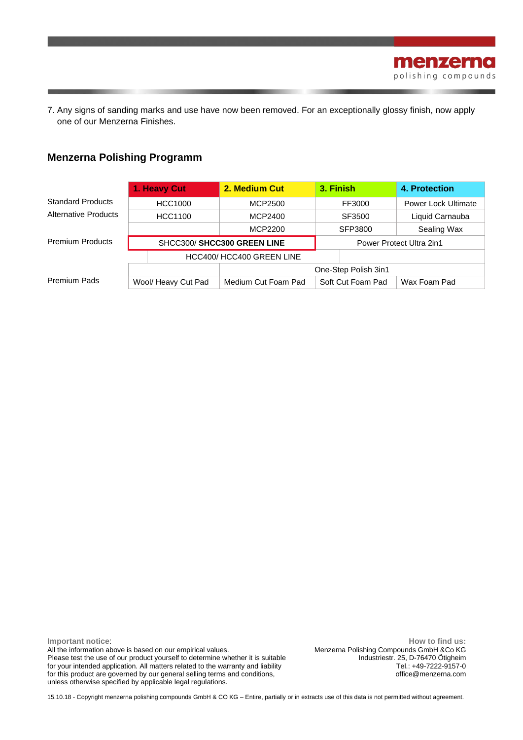7. Any signs of sanding marks and use have now been removed. For an exceptionally glossy finish, now apply one of our Menzerna Finishes.

## Menzerna Polishing Programm

| | 1. Heavy Cut | 2. Medium Cut | 3. Finish | 4. Protection |
|---|---|---|---|---|
| Standard Products | HCC1000 | MCP2500 | FF3000 | Power Lock Ultimate |
| Alternative Products | HCC1100 | MCP2400 | SF3500 | Liquid Carnauba |
| | | MCP2200 | SFP3800 | Sealing Wax |
| Premium Products | SHCC300/ **SHCC300 GREEN LINE** | | Power Protect Ultra 2in1 | |
| | HCC400/ HCC400 GREEN LINE | | | |
| | | One-Step Polish 3in1 | | |
| Premium Pads | Wool/ Heavy Cut Pad | Medium Cut Foam Pad | Soft Cut Foam Pad | Wax Foam Pad |

**Important notice:**
All the information above is based on our empirical values.
Please test the use of our product yourself to determine whether it is suitable for your intended application. All matters related to the warranty and liability for this product are governed by our general selling terms and conditions, unless otherwise specified by applicable legal regulations.

**How to find us:**
Menzerna Polishing Compounds GmbH &Co KG
Industriestr. 25, D-76470 Ötigheim
Tel.: +49-7222-9157-0
office@menzerna.com

15.10.18 - Copyright menzerna polishing compounds GmbH & CO KG – Entire, partially or in extracts use of this data is not permitted without agreement.